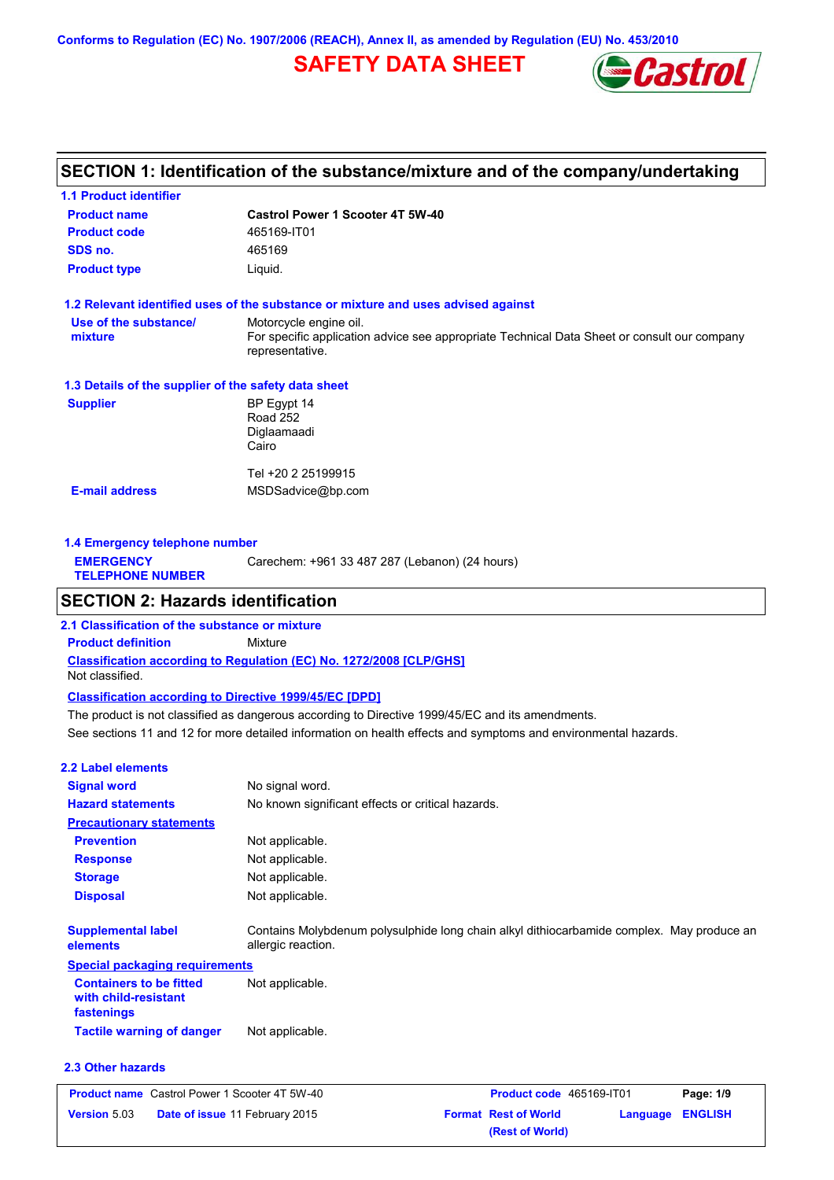Conforms to Regulation (EC) No. 1907/2006 (REACH), Annex II, as amended by Regulation (EU) No. 453/2010

# SAFETY DATA SHEET

## SECTION 1: Identification of the substance/mixture and of the company/undertaking

### 1.1 Product identifier

| | |
|---|---|
| **Product name** | **Castrol Power 1 Scooter 4T 5W-40** |
| **Product code** | 465169-IT01 |
| **SDS no.** | 465169 |
| **Product type** | Liquid. |

### 1.2 Relevant identified uses of the substance or mixture and uses advised against

| | |
|---|---|
| **Use of the substance/ mixture** | Motorcycle engine oil. For specific application advice see appropriate Technical Data Sheet or consult our company representative. |

### 1.3 Details of the supplier of the safety data sheet

| | |
|---|---|
| **Supplier** | BP Egypt 14 Road 252 Diglaamaadi Cairo<br><br>Tel +20 2 25199915 |
| **E-mail address** | MSDSadvice@bp.com |

### 1.4 Emergency telephone number

| | |
|---|---|
| **EMERGENCY TELEPHONE NUMBER** | Carechem: +961 33 487 287 (Lebanon) (24 hours) |

## SECTION 2: Hazards identification

### 2.1 Classification of the substance or mixture

**Product definition** Mixture

**Classification according to Regulation (EC) No. 1272/2008 [CLP/GHS]**

Not classified.

**Classification according to Directive 1999/45/EC [DPD]**

The product is not classified as dangerous according to Directive 1999/45/EC and its amendments.

See sections 11 and 12 for more detailed information on health effects and symptoms and environmental hazards.

### 2.2 Label elements

| | |
|---|---|
| **Signal word** | No signal word. |
| **Hazard statements** | No known significant effects or critical hazards. |
| **Precautionary statements** | |
| **Prevention** | Not applicable. |
| **Response** | Not applicable. |
| **Storage** | Not applicable. |
| **Disposal** | Not applicable. |
| **Supplemental label elements** | Contains Molybdenum polysulphide long chain alkyl dithiocarbamide complex. May produce an allergic reaction. |
| **Special packaging requirements** | |
| **Containers to be fitted with child-resistant fastenings** | Not applicable. |
| **Tactile warning of danger** | Not applicable. |

### 2.3 Other hazards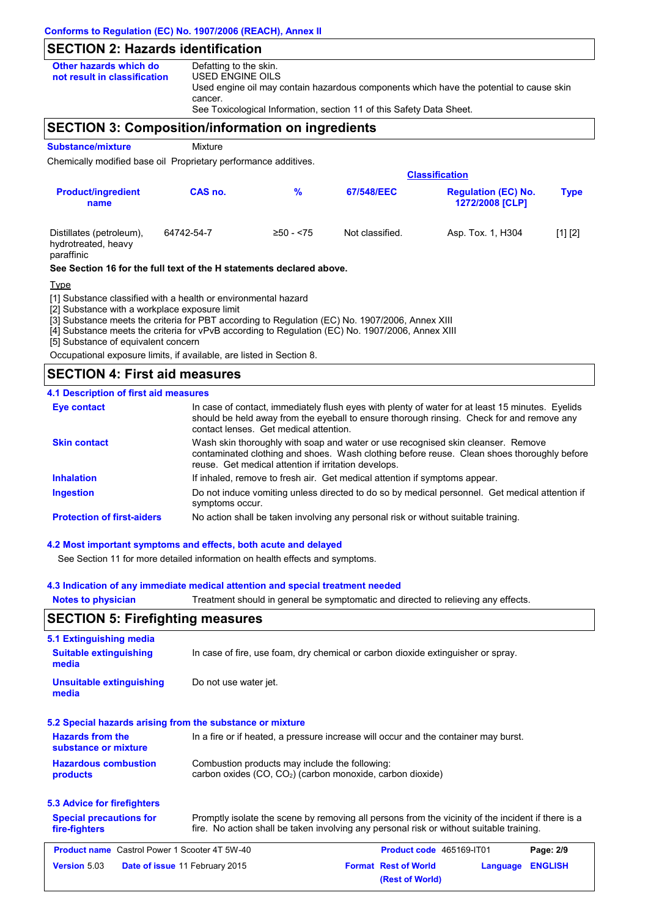## SECTION 2: Hazards identification

**Other hazards which do not result in classification**

Defatting to the skin.
USED ENGINE OILS
Used engine oil may contain hazardous components which have the potential to cause skin cancer.
See Toxicological Information, section 11 of this Safety Data Sheet.

## SECTION 3: Composition/information on ingredients

**Substance/mixture** Mixture

Chemically modified base oil Proprietary performance additives.

| Product/ingredient name | CAS no. | % | Classification 67/548/EEC | Classification Regulation (EC) No. 1272/2008 [CLP] | Type |
|---|---|---|---|---|---|
| Distillates (petroleum), hydrotreated, heavy paraffinic | 64742-54-7 | ≥50 - <75 | Not classified. | Asp. Tox. 1, H304 | [1] [2] |

**See Section 16 for the full text of the H statements declared above.**

Type

[1] Substance classified with a health or environmental hazard
[2] Substance with a workplace exposure limit
[3] Substance meets the criteria for PBT according to Regulation (EC) No. 1907/2006, Annex XIII
[4] Substance meets the criteria for vPvB according to Regulation (EC) No. 1907/2006, Annex XIII
[5] Substance of equivalent concern

Occupational exposure limits, if available, are listed in Section 8.

## SECTION 4: First aid measures

### 4.1 Description of first aid measures

**Eye contact** In case of contact, immediately flush eyes with plenty of water for at least 15 minutes. Eyelids should be held away from the eyeball to ensure thorough rinsing. Check for and remove any contact lenses. Get medical attention.

**Skin contact** Wash skin thoroughly with soap and water or use recognised skin cleanser. Remove contaminated clothing and shoes. Wash clothing before reuse. Clean shoes thoroughly before reuse. Get medical attention if irritation develops.

**Inhalation** If inhaled, remove to fresh air. Get medical attention if symptoms appear.

**Ingestion** Do not induce vomiting unless directed to do so by medical personnel. Get medical attention if symptoms occur.

**Protection of first-aiders** No action shall be taken involving any personal risk or without suitable training.

### 4.2 Most important symptoms and effects, both acute and delayed

See Section 11 for more detailed information on health effects and symptoms.

### 4.3 Indication of any immediate medical attention and special treatment needed

**Notes to physician** Treatment should in general be symptomatic and directed to relieving any effects.

## SECTION 5: Firefighting measures

### 5.1 Extinguishing media

**Suitable extinguishing media** In case of fire, use foam, dry chemical or carbon dioxide extinguisher or spray.

**Unsuitable extinguishing media** Do not use water jet.

### 5.2 Special hazards arising from the substance or mixture

**Hazards from the substance or mixture** In a fire or if heated, a pressure increase will occur and the container may burst.

**Hazardous combustion products** Combustion products may include the following:
carbon oxides (CO, $CO_2$) (carbon monoxide, carbon dioxide)

### 5.3 Advice for firefighters

**Special precautions for fire-fighters** Promptly isolate the scene by removing all persons from the vicinity of the incident if there is a fire. No action shall be taken involving any personal risk or without suitable training.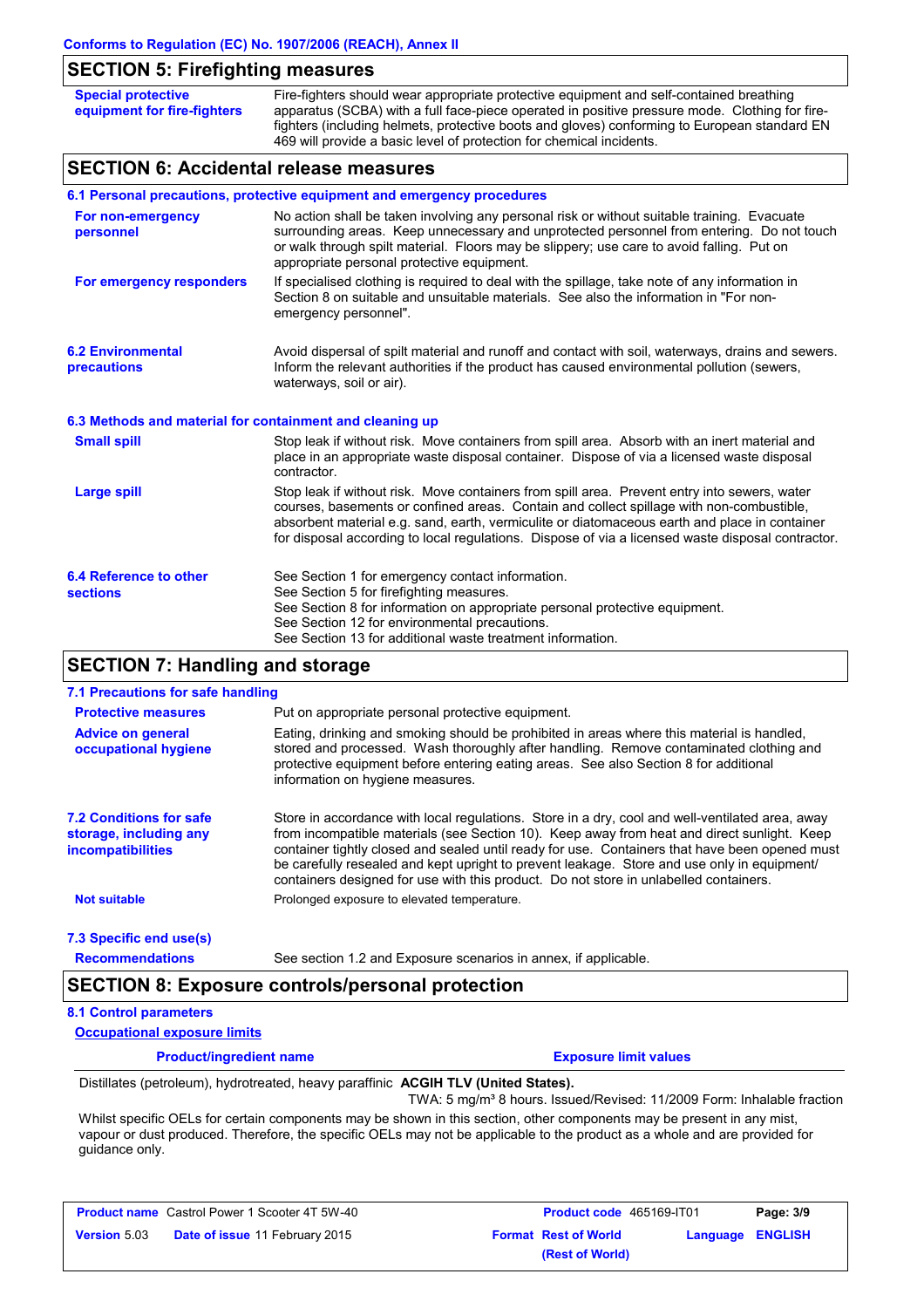## SECTION 5: Firefighting measures

| | |
|---|---|
| **Special protective equipment for fire-fighters** | Fire-fighters should wear appropriate protective equipment and self-contained breathing apparatus (SCBA) with a full face-piece operated in positive pressure mode. Clothing for fire-fighters (including helmets, protective boots and gloves) conforming to European standard EN 469 will provide a basic level of protection for chemical incidents. |

## SECTION 6: Accidental release measures

### 6.1 Personal precautions, protective equipment and emergency procedures

| | |
|---|---|
| **For non-emergency personnel** | No action shall be taken involving any personal risk or without suitable training. Evacuate surrounding areas. Keep unnecessary and unprotected personnel from entering. Do not touch or walk through spilt material. Floors may be slippery; use care to avoid falling. Put on appropriate personal protective equipment. |
| **For emergency responders** | If specialised clothing is required to deal with the spillage, take note of any information in Section 8 on suitable and unsuitable materials. See also the information in "For non-emergency personnel". |

| | |
|---|---|
| **6.2 Environmental precautions** | Avoid dispersal of spilt material and runoff and contact with soil, waterways, drains and sewers. Inform the relevant authorities if the product has caused environmental pollution (sewers, waterways, soil or air). |

### 6.3 Methods and material for containment and cleaning up

| | |
|---|---|
| **Small spill** | Stop leak if without risk. Move containers from spill area. Absorb with an inert material and place in an appropriate waste disposal container. Dispose of via a licensed waste disposal contractor. |
| **Large spill** | Stop leak if without risk. Move containers from spill area. Prevent entry into sewers, water courses, basements or confined areas. Contain and collect spillage with non-combustible, absorbent material e.g. sand, earth, vermiculite or diatomaceous earth and place in container for disposal according to local regulations. Dispose of via a licensed waste disposal contractor. |

| | |
|---|---|
| **6.4 Reference to other sections** | See Section 1 for emergency contact information.<br>See Section 5 for firefighting measures.<br>See Section 8 for information on appropriate personal protective equipment.<br>See Section 12 for environmental precautions.<br>See Section 13 for additional waste treatment information. |

## SECTION 7: Handling and storage

### 7.1 Precautions for safe handling

| | |
|---|---|
| **Protective measures** | Put on appropriate personal protective equipment. |
| **Advice on general occupational hygiene** | Eating, drinking and smoking should be prohibited in areas where this material is handled, stored and processed. Wash thoroughly after handling. Remove contaminated clothing and protective equipment before entering eating areas. See also Section 8 for additional information on hygiene measures. |

| | |
|---|---|
| **7.2 Conditions for safe storage, including any incompatibilities** | Store in accordance with local regulations. Store in a dry, cool and well-ventilated area, away from incompatible materials (see Section 10). Keep away from heat and direct sunlight. Keep container tightly closed and sealed until ready for use. Containers that have been opened must be carefully resealed and kept upright to prevent leakage. Store and use only in equipment/ containers designed for use with this product. Do not store in unlabelled containers. |
| **Not suitable** | Prolonged exposure to elevated temperature. |

### 7.3 Specific end use(s)

| | |
|---|---|
| **Recommendations** | See section 1.2 and Exposure scenarios in annex, if applicable. |

## SECTION 8: Exposure controls/personal protection

### 8.1 Control parameters

**Occupational exposure limits**

| Product/ingredient name | Exposure limit values |
|---|---|
| Distillates (petroleum), hydrotreated, heavy paraffinic | **ACGIH TLV (United States).**<br>TWA: 5 mg/m³ 8 hours. Issued/Revised: 11/2009 Form: Inhalable fraction |

Whilst specific OELs for certain components may be shown in this section, other components may be present in any mist, vapour or dust produced. Therefore, the specific OELs may not be applicable to the product as a whole and are provided for guidance only.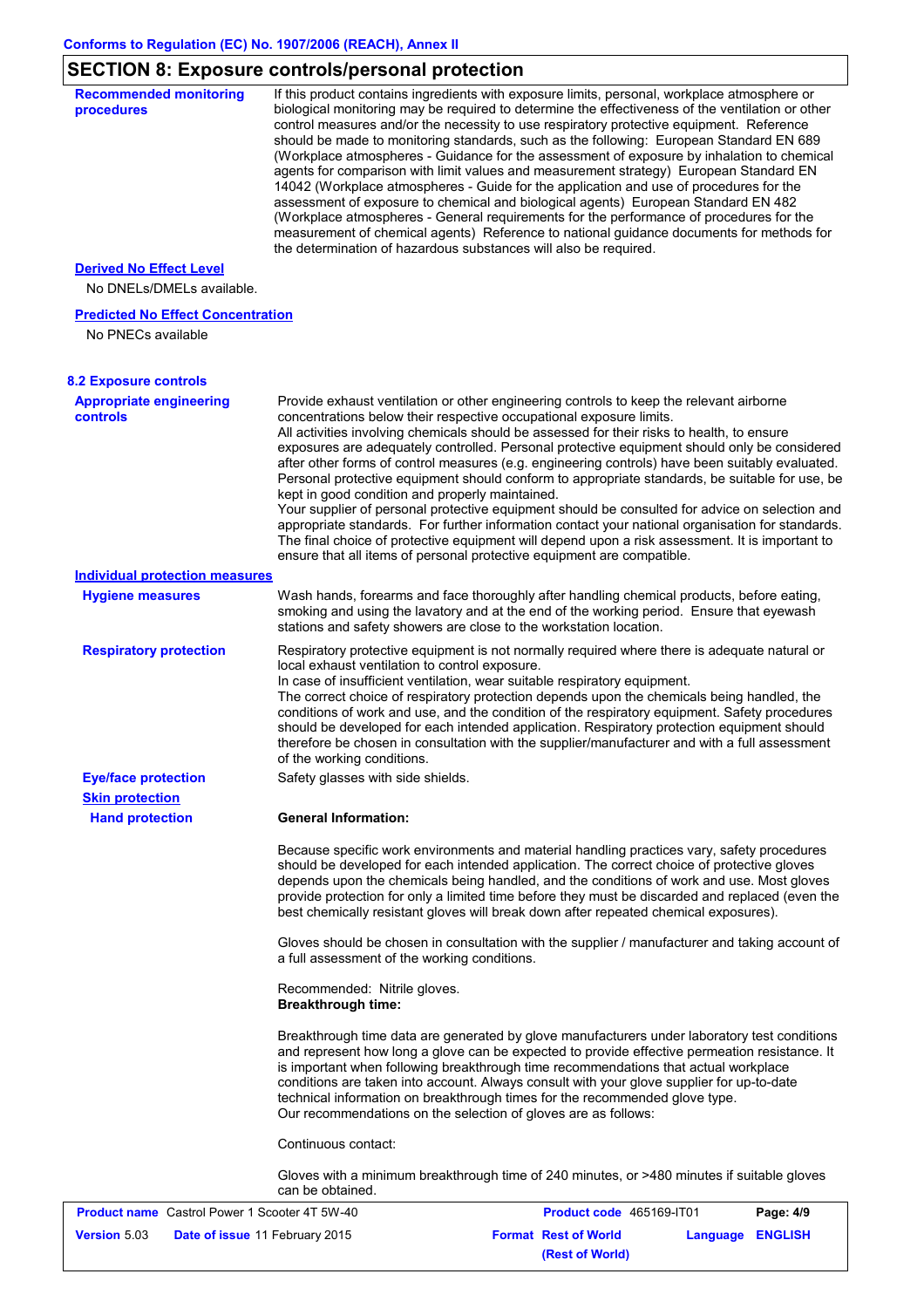## SECTION 8: Exposure controls/personal protection

**Recommended monitoring procedures**

If this product contains ingredients with exposure limits, personal, workplace atmosphere or biological monitoring may be required to determine the effectiveness of the ventilation or other control measures and/or the necessity to use respiratory protective equipment. Reference should be made to monitoring standards, such as the following: European Standard EN 689 (Workplace atmospheres - Guidance for the assessment of exposure by inhalation to chemical agents for comparison with limit values and measurement strategy) European Standard EN 14042 (Workplace atmospheres - Guide for the application and use of procedures for the assessment of exposure to chemical and biological agents) European Standard EN 482 (Workplace atmospheres - General requirements for the performance of procedures for the measurement of chemical agents) Reference to national guidance documents for methods for the determination of hazardous substances will also be required.

**Derived No Effect Level**

No DNELs/DMELs available.

**Predicted No Effect Concentration**

No PNECs available

### 8.2 Exposure controls

**Appropriate engineering controls**

Provide exhaust ventilation or other engineering controls to keep the relevant airborne concentrations below their respective occupational exposure limits.
All activities involving chemicals should be assessed for their risks to health, to ensure exposures are adequately controlled. Personal protective equipment should only be considered after other forms of control measures (e.g. engineering controls) have been suitably evaluated. Personal protective equipment should conform to appropriate standards, be suitable for use, be kept in good condition and properly maintained.
Your supplier of personal protective equipment should be consulted for advice on selection and appropriate standards. For further information contact your national organisation for standards. The final choice of protective equipment will depend upon a risk assessment. It is important to ensure that all items of personal protective equipment are compatible.

**Individual protection measures**

**Hygiene measures**

Wash hands, forearms and face thoroughly after handling chemical products, before eating, smoking and using the lavatory and at the end of the working period. Ensure that eyewash stations and safety showers are close to the workstation location.

**Respiratory protection**

Respiratory protective equipment is not normally required where there is adequate natural or local exhaust ventilation to control exposure.
In case of insufficient ventilation, wear suitable respiratory equipment.
The correct choice of respiratory protection depends upon the chemicals being handled, the conditions of work and use, and the condition of the respiratory equipment. Safety procedures should be developed for each intended application. Respiratory protection equipment should therefore be chosen in consultation with the supplier/manufacturer and with a full assessment of the working conditions.

**Eye/face protection**

Safety glasses with side shields.

**Skin protection**

**Hand protection**

**General Information:**

Because specific work environments and material handling practices vary, safety procedures should be developed for each intended application. The correct choice of protective gloves depends upon the chemicals being handled, and the conditions of work and use. Most gloves provide protection for only a limited time before they must be discarded and replaced (even the best chemically resistant gloves will break down after repeated chemical exposures).

Gloves should be chosen in consultation with the supplier / manufacturer and taking account of a full assessment of the working conditions.

Recommended: Nitrile gloves.
**Breakthrough time:**

Breakthrough time data are generated by glove manufacturers under laboratory test conditions and represent how long a glove can be expected to provide effective permeation resistance. It is important when following breakthrough time recommendations that actual workplace conditions are taken into account. Always consult with your glove supplier for up-to-date technical information on breakthrough times for the recommended glove type.
Our recommendations on the selection of gloves are as follows:

Continuous contact:

Gloves with a minimum breakthrough time of 240 minutes, or >480 minutes if suitable gloves can be obtained.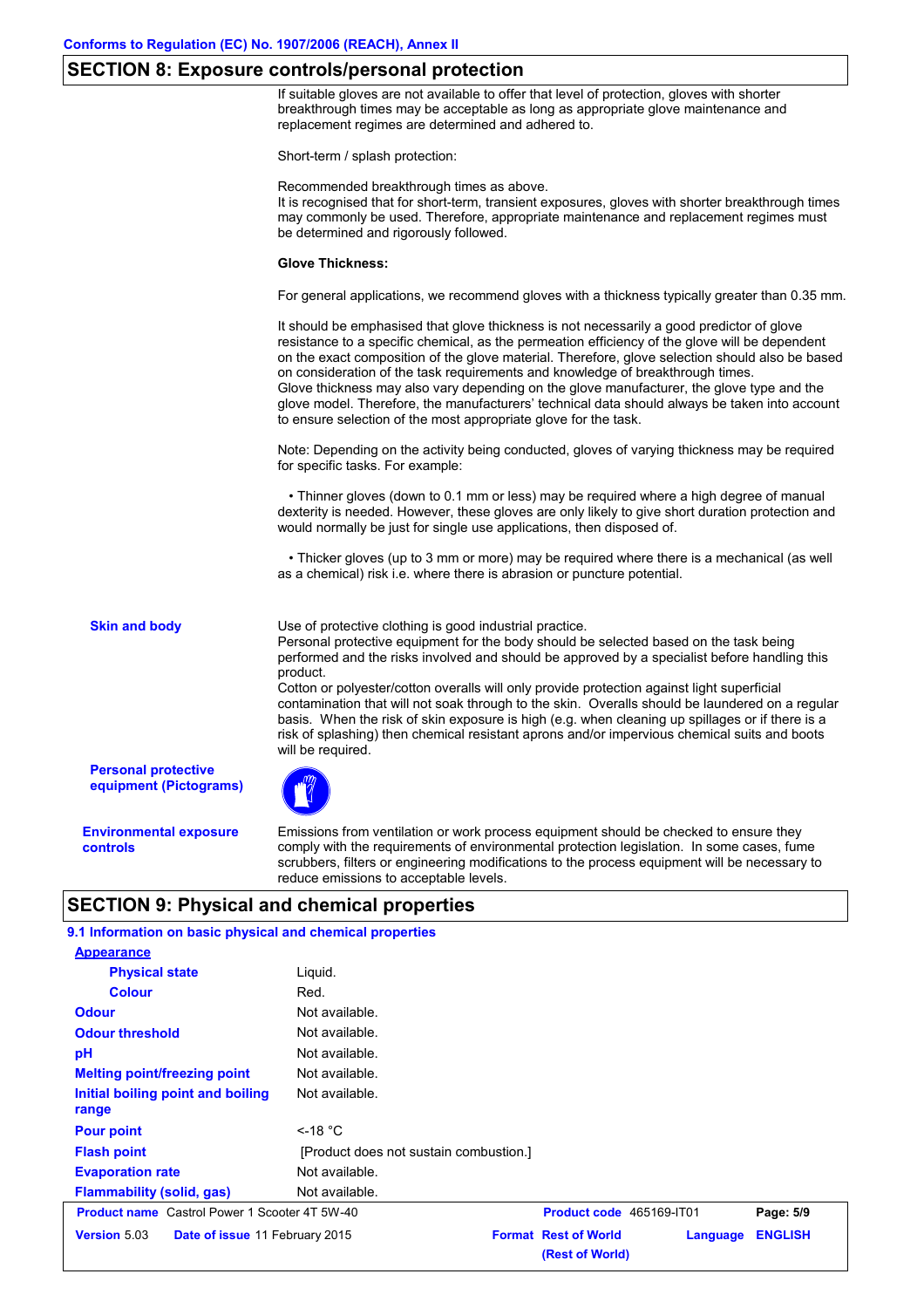## SECTION 8: Exposure controls/personal protection

If suitable gloves are not available to offer that level of protection, gloves with shorter breakthrough times may be acceptable as long as appropriate glove maintenance and replacement regimes are determined and adhered to.

Short-term / splash protection:

Recommended breakthrough times as above.
It is recognised that for short-term, transient exposures, gloves with shorter breakthrough times may commonly be used. Therefore, appropriate maintenance and replacement regimes must be determined and rigorously followed.

**Glove Thickness:**

For general applications, we recommend gloves with a thickness typically greater than 0.35 mm.

It should be emphasised that glove thickness is not necessarily a good predictor of glove resistance to a specific chemical, as the permeation efficiency of the glove will be dependent on the exact composition of the glove material. Therefore, glove selection should also be based on consideration of the task requirements and knowledge of breakthrough times.
Glove thickness may also vary depending on the glove manufacturer, the glove type and the glove model. Therefore, the manufacturers' technical data should always be taken into account to ensure selection of the most appropriate glove for the task.

Note: Depending on the activity being conducted, gloves of varying thickness may be required for specific tasks. For example:

- Thinner gloves (down to 0.1 mm or less) may be required where a high degree of manual dexterity is needed. However, these gloves are only likely to give short duration protection and would normally be just for single use applications, then disposed of.

- Thicker gloves (up to 3 mm or more) may be required where there is a mechanical (as well as a chemical) risk i.e. where there is abrasion or puncture potential.

**Skin and body**

Use of protective clothing is good industrial practice.
Personal protective equipment for the body should be selected based on the task being performed and the risks involved and should be approved by a specialist before handling this product.
Cotton or polyester/cotton overalls will only provide protection against light superficial contamination that will not soak through to the skin. Overalls should be laundered on a regular basis. When the risk of skin exposure is high (e.g. when cleaning up spillages or if there is a risk of splashing) then chemical resistant aprons and/or impervious chemical suits and boots will be required.

**Personal protective equipment (Pictograms)**

**Environmental exposure controls**

Emissions from ventilation or work process equipment should be checked to ensure they comply with the requirements of environmental protection legislation. In some cases, fume scrubbers, filters or engineering modifications to the process equipment will be necessary to reduce emissions to acceptable levels.

## SECTION 9: Physical and chemical properties

### 9.1 Information on basic physical and chemical properties

| **Appearance** | |
|---|---|
| Physical state | Liquid. |
| Colour | Red. |
| Odour | Not available. |
| Odour threshold | Not available. |
| pH | Not available. |
| Melting point/freezing point | Not available. |
| Initial boiling point and boiling range | Not available. |
| Pour point | <-18 °C |
| Flash point | [Product does not sustain combustion.] |
| Evaporation rate | Not available. |
| Flammability (solid, gas) | Not available. |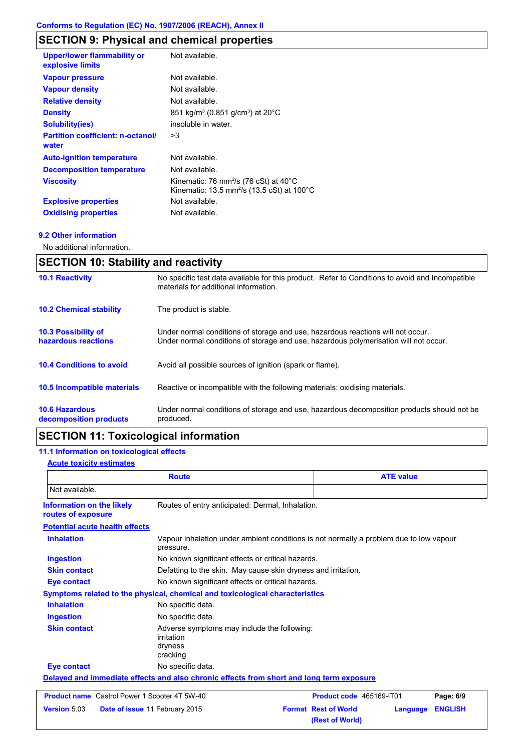## SECTION 9: Physical and chemical properties

| | |
|---|---|
| **Upper/lower flammability or explosive limits** | Not available. |
| **Vapour pressure** | Not available. |
| **Vapour density** | Not available. |
| **Relative density** | Not available. |
| **Density** | 851 kg/m³ (0.851 g/cm³) at 20°C |
| **Solubility(ies)** | insoluble in water. |
| **Partition coefficient: n-octanol/ water** | >3 |
| **Auto-ignition temperature** | Not available. |
| **Decomposition temperature** | Not available. |
| **Viscosity** | Kinematic: 76 $mm^2/s$ (76 cSt) at 40°C<br>Kinematic: 13.5 $mm^2/s$ (13.5 cSt) at 100°C |
| **Explosive properties** | Not available. |
| **Oxidising properties** | Not available. |

### 9.2 Other information

No additional information.

## SECTION 10: Stability and reactivity

| | |
|---|---|
| **10.1 Reactivity** | No specific test data available for this product. Refer to Conditions to avoid and Incompatible materials for additional information. |
| **10.2 Chemical stability** | The product is stable. |
| **10.3 Possibility of hazardous reactions** | Under normal conditions of storage and use, hazardous reactions will not occur.<br>Under normal conditions of storage and use, hazardous polymerisation will not occur. |
| **10.4 Conditions to avoid** | Avoid all possible sources of ignition (spark or flame). |
| **10.5 Incompatible materials** | Reactive or incompatible with the following materials: oxidising materials. |
| **10.6 Hazardous decomposition products** | Under normal conditions of storage and use, hazardous decomposition products should not be produced. |

## SECTION 11: Toxicological information

### 11.1 Information on toxicological effects

**Acute toxicity estimates**

| Route | ATE value |
|---|---|
| Not available. | |

**Information on the likely routes of exposure**: Routes of entry anticipated: Dermal, Inhalation.

**Potential acute health effects**

| | |
|---|---|
| **Inhalation** | Vapour inhalation under ambient conditions is not normally a problem due to low vapour pressure. |
| **Ingestion** | No known significant effects or critical hazards. |
| **Skin contact** | Defatting to the skin. May cause skin dryness and irritation. |
| **Eye contact** | No known significant effects or critical hazards. |

**Symptoms related to the physical, chemical and toxicological characteristics**

| | |
|---|---|
| **Inhalation** | No specific data. |
| **Ingestion** | No specific data. |
| **Skin contact** | Adverse symptoms may include the following:<br>irritation<br>dryness<br>cracking |
| **Eye contact** | No specific data. |

**Delayed and immediate effects and also chronic effects from short and long term exposure**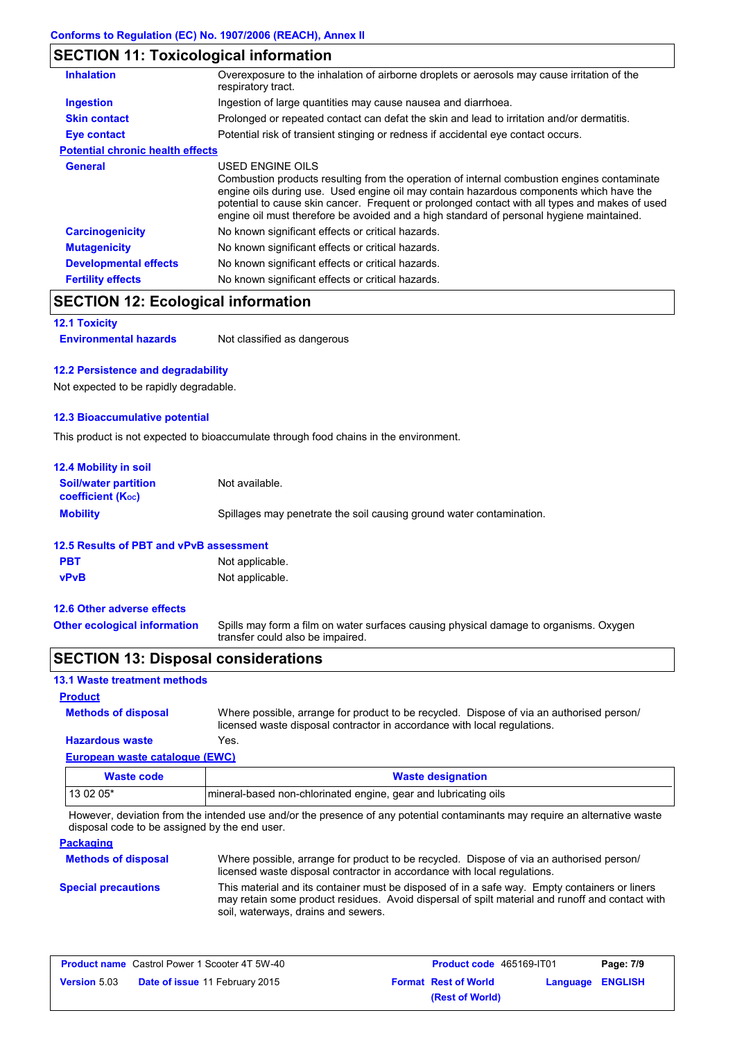Conforms to Regulation (EC) No. 1907/2006 (REACH), Annex II

## SECTION 11: Toxicological information

**Inhalation** Overexposure to the inhalation of airborne droplets or aerosols may cause irritation of the respiratory tract.

**Ingestion** Ingestion of large quantities may cause nausea and diarrhoea.

**Skin contact** Prolonged or repeated contact can defat the skin and lead to irritation and/or dermatitis.

**Eye contact** Potential risk of transient stinging or redness if accidental eye contact occurs.

**Potential chronic health effects**

**General** USED ENGINE OILS
Combustion products resulting from the operation of internal combustion engines contaminate engine oils during use. Used engine oil may contain hazardous components which have the potential to cause skin cancer. Frequent or prolonged contact with all types and makes of used engine oil must therefore be avoided and a high standard of personal hygiene maintained.

**Carcinogenicity** No known significant effects or critical hazards.

**Mutagenicity** No known significant effects or critical hazards.

**Developmental effects** No known significant effects or critical hazards.

**Fertility effects** No known significant effects or critical hazards.

## SECTION 12: Ecological information

### 12.1 Toxicity

**Environmental hazards** Not classified as dangerous

### 12.2 Persistence and degradability

Not expected to be rapidly degradable.

### 12.3 Bioaccumulative potential

This product is not expected to bioaccumulate through food chains in the environment.

### 12.4 Mobility in soil

**Soil/water partition coefficient ($K_{OC}$)** Not available.

**Mobility** Spillages may penetrate the soil causing ground water contamination.

### 12.5 Results of PBT and vPvB assessment

**PBT** Not applicable.

**vPvB** Not applicable.

### 12.6 Other adverse effects

**Other ecological information** Spills may form a film on water surfaces causing physical damage to organisms. Oxygen transfer could also be impaired.

## SECTION 13: Disposal considerations

### 13.1 Waste treatment methods

**Product**

**Methods of disposal** Where possible, arrange for product to be recycled. Dispose of via an authorised person/ licensed waste disposal contractor in accordance with local regulations.

**Hazardous waste** Yes.

**European waste catalogue (EWC)**

| Waste code | Waste designation |
|---|---|
| 13 02 05* | mineral-based non-chlorinated engine, gear and lubricating oils |

However, deviation from the intended use and/or the presence of any potential contaminants may require an alternative waste disposal code to be assigned by the end user.

**Packaging**

**Methods of disposal** Where possible, arrange for product to be recycled. Dispose of via an authorised person/ licensed waste disposal contractor in accordance with local regulations.

**Special precautions** This material and its container must be disposed of in a safe way. Empty containers or liners may retain some product residues. Avoid dispersal of spilt material and runoff and contact with soil, waterways, drains and sewers.

| **Product name** Castrol Power 1 Scooter 4T 5W-40 | **Product code** 465169-IT01 | **Page:** 7/9 |
|---|---|---|
| **Version** 5.03 **Date of issue** 11 February 2015 | **Format** Rest of World (Rest of World) | **Language** ENGLISH |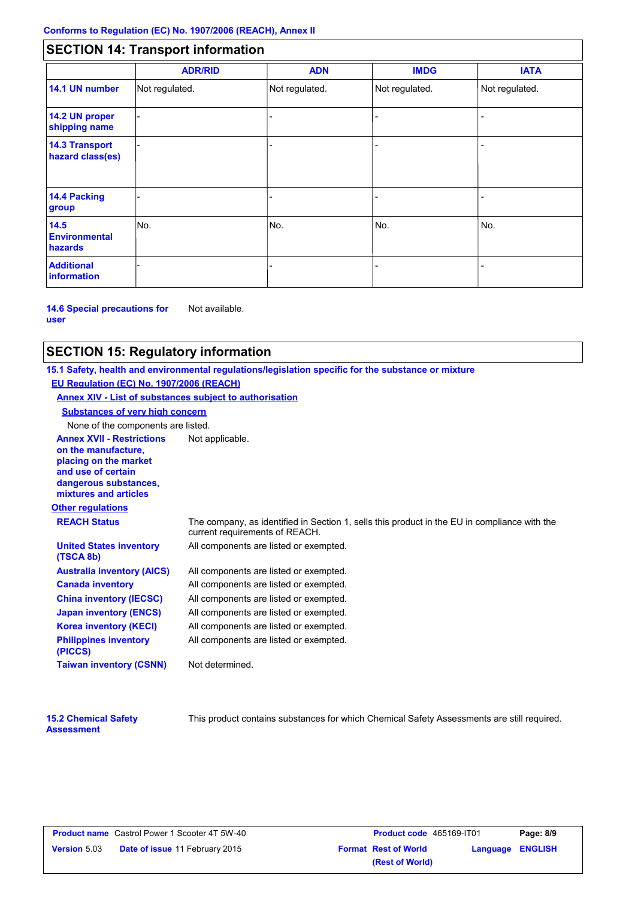## SECTION 14: Transport information

| | ADR/RID | ADN | IMDG | IATA |
|---|---|---|---|---|
| **14.1 UN number** | Not regulated. | Not regulated. | Not regulated. | Not regulated. |
| **14.2 UN proper shipping name** | - | - | - | - |
| **14.3 Transport hazard class(es)** | - | - | - | - |
| **14.4 Packing group** | - | - | - | - |
| **14.5 Environmental hazards** | No. | No. | No. | No. |
| **Additional information** | - | - | - | - |

**14.6 Special precautions for user** Not available.

## SECTION 15: Regulatory information

**15.1 Safety, health and environmental regulations/legislation specific for the substance or mixture**

**EU Regulation (EC) No. 1907/2006 (REACH)**

**Annex XIV - List of substances subject to authorisation**

**Substances of very high concern**

None of the components are listed.

**Annex XVII - Restrictions on the manufacture, placing on the market and use of certain dangerous substances, mixtures and articles** Not applicable.

**Other regulations**

| | |
|---|---|
| **REACH Status** | The company, as identified in Section 1, sells this product in the EU in compliance with the current requirements of REACH. |
| **United States inventory (TSCA 8b)** | All components are listed or exempted. |
| **Australia inventory (AICS)** | All components are listed or exempted. |
| **Canada inventory** | All components are listed or exempted. |
| **China inventory (IECSC)** | All components are listed or exempted. |
| **Japan inventory (ENCS)** | All components are listed or exempted. |
| **Korea inventory (KECI)** | All components are listed or exempted. |
| **Philippines inventory (PICCS)** | All components are listed or exempted. |
| **Taiwan inventory (CSNN)** | Not determined. |

**15.2 Chemical Safety Assessment** This product contains substances for which Chemical Safety Assessments are still required.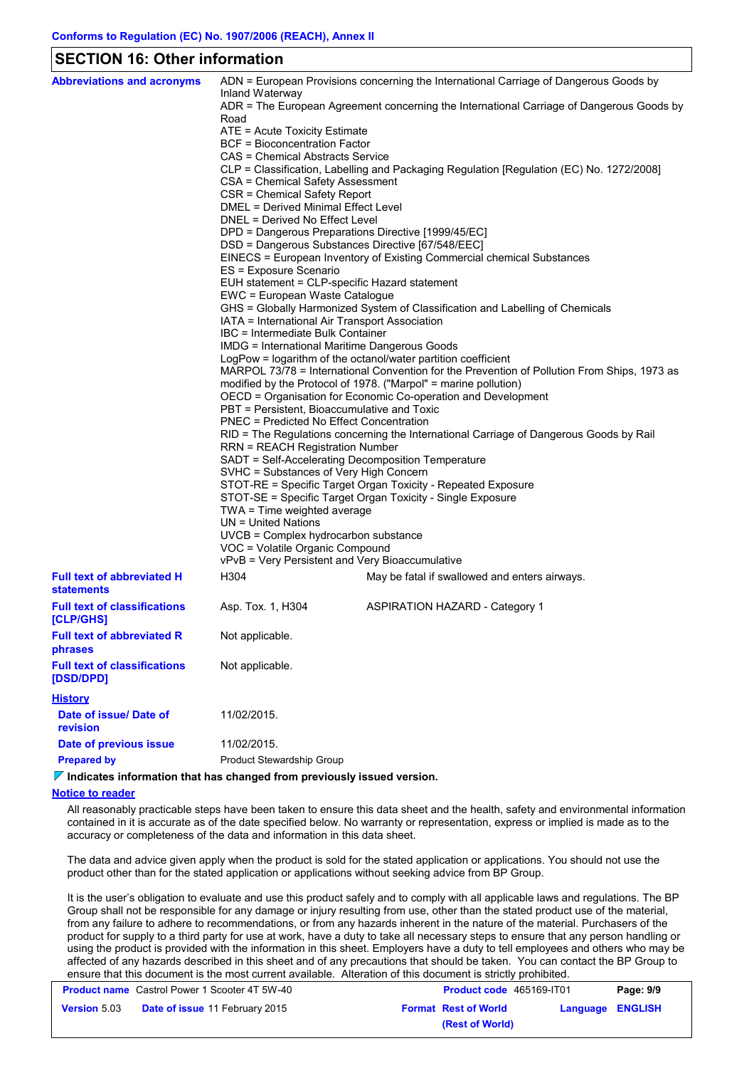## SECTION 16: Other information

**Abbreviations and acronyms**

ADN = European Provisions concerning the International Carriage of Dangerous Goods by Inland Waterway
ADR = The European Agreement concerning the International Carriage of Dangerous Goods by Road
ATE = Acute Toxicity Estimate
BCF = Bioconcentration Factor
CAS = Chemical Abstracts Service
CLP = Classification, Labelling and Packaging Regulation [Regulation (EC) No. 1272/2008]
CSA = Chemical Safety Assessment
CSR = Chemical Safety Report
DMEL = Derived Minimal Effect Level
DNEL = Derived No Effect Level
DPD = Dangerous Preparations Directive [1999/45/EC]
DSD = Dangerous Substances Directive [67/548/EEC]
EINECS = European Inventory of Existing Commercial chemical Substances
ES = Exposure Scenario
EUH statement = CLP-specific Hazard statement
EWC = European Waste Catalogue
GHS = Globally Harmonized System of Classification and Labelling of Chemicals
IATA = International Air Transport Association
IBC = Intermediate Bulk Container
IMDG = International Maritime Dangerous Goods
LogPow = logarithm of the octanol/water partition coefficient
MARPOL 73/78 = International Convention for the Prevention of Pollution From Ships, 1973 as modified by the Protocol of 1978. ("Marpol" = marine pollution)
OECD = Organisation for Economic Co-operation and Development
PBT = Persistent, Bioaccumulative and Toxic
PNEC = Predicted No Effect Concentration
RID = The Regulations concerning the International Carriage of Dangerous Goods by Rail
RRN = REACH Registration Number
SADT = Self-Accelerating Decomposition Temperature
SVHC = Substances of Very High Concern
STOT-RE = Specific Target Organ Toxicity - Repeated Exposure
STOT-SE = Specific Target Organ Toxicity - Single Exposure
TWA = Time weighted average
UN = United Nations
UVCB = Complex hydrocarbon substance
VOC = Volatile Organic Compound
vPvB = Very Persistent and Very Bioaccumulative

| | | |
|---|---|---|
| **Full text of abbreviated H statements** | H304 | May be fatal if swallowed and enters airways. |
| **Full text of classifications [CLP/GHS]** | Asp. Tox. 1, H304 | ASPIRATION HAZARD - Category 1 |
| **Full text of abbreviated R phrases** | Not applicable. | |
| **Full text of classifications [DSD/DPD]** | Not applicable. | |

**History**

| | |
|---|---|
| **Date of issue/ Date of revision** | 11/02/2015. |
| **Date of previous issue** | 11/02/2015. |
| **Prepared by** | Product Stewardship Group |

**Indicates information that has changed from previously issued version.**

**Notice to reader**

All reasonably practicable steps have been taken to ensure this data sheet and the health, safety and environmental information contained in it is accurate as of the date specified below. No warranty or representation, express or implied is made as to the accuracy or completeness of the data and information in this data sheet.

The data and advice given apply when the product is sold for the stated application or applications. You should not use the product other than for the stated application or applications without seeking advice from BP Group.

It is the user's obligation to evaluate and use this product safely and to comply with all applicable laws and regulations. The BP Group shall not be responsible for any damage or injury resulting from use, other than the stated product use of the material, from any failure to adhere to recommendations, or from any hazards inherent in the nature of the material. Purchasers of the product for supply to a third party for use at work, have a duty to take all necessary steps to ensure that any person handling or using the product is provided with the information in this sheet. Employers have a duty to tell employees and others who may be affected of any hazards described in this sheet and of any precautions that should be taken. You can contact the BP Group to ensure that this document is the most current available. Alteration of this document is strictly prohibited.